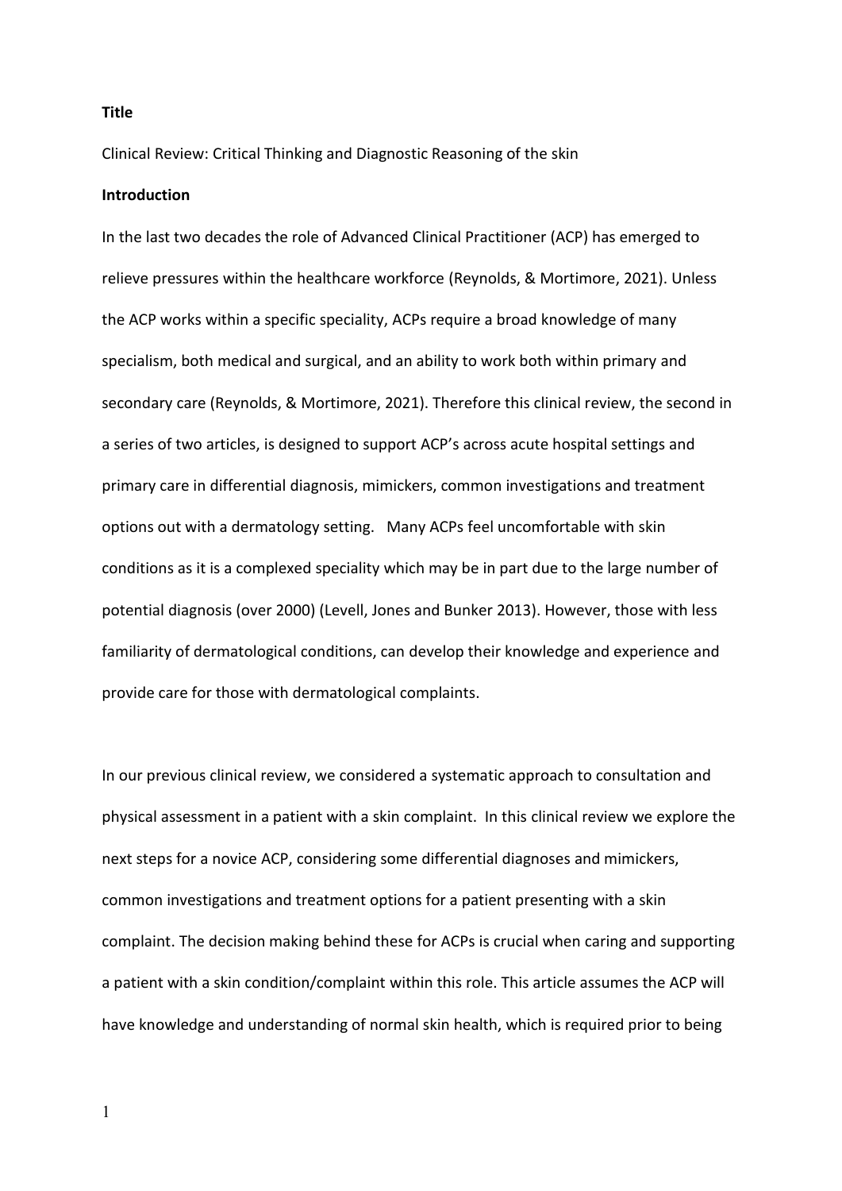**Title**

Clinical Review: Critical Thinking and Diagnostic Reasoning of the skin

**Introduction**

In the last two decades the role of Advanced Clinical Practitioner (ACP) has emerged to relieve pressures within the healthcare workforce (Reynolds, & Mortimore, 2021). Unless the ACP works within a specific speciality, ACPs require a broad knowledge of many specialism, both medical and surgical, and an ability to work both within primary and secondary care (Reynolds, & Mortimore, 2021). Therefore this clinical review, the second in a series of two articles, is designed to support ACP's across acute hospital settings and primary care in differential diagnosis, mimickers, common investigations and treatment options out with a dermatology setting. Many ACPs feel uncomfortable with skin conditions as it is a complexed speciality which may be in part due to the large number of potential diagnosis (over 2000) (Levell, Jones and Bunker 2013). However, those with less familiarity of dermatological conditions, can develop their knowledge and experience and provide care for those with dermatological complaints.

In our previous clinical review, we considered a systematic approach to consultation and physical assessment in a patient with a skin complaint. In this clinical review we explore the next steps for a novice ACP, considering some differential diagnoses and mimickers, common investigations and treatment options for a patient presenting with a skin complaint. The decision making behind these for ACPs is crucial when caring and supporting a patient with a skin condition/complaint within this role. This article assumes the ACP will have knowledge and understanding of normal skin health, which is required prior to being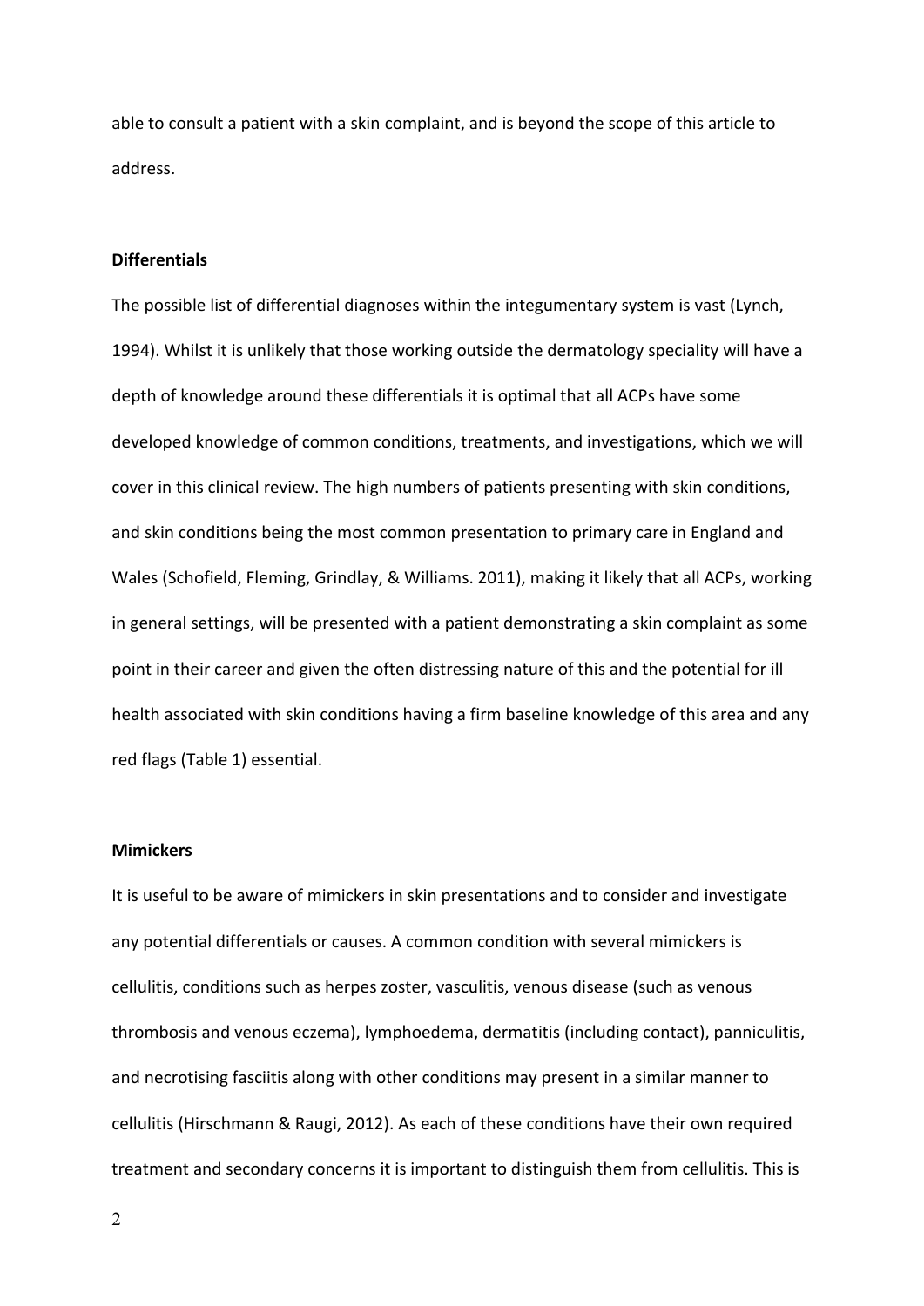able to consult a patient with a skin complaint, and is beyond the scope of this article to address.

**Differentials**

The possible list of differential diagnoses within the integumentary system is vast (Lynch, 1994). Whilst it is unlikely that those working outside the dermatology speciality will have a depth of knowledge around these differentials it is optimal that all ACPs have some developed knowledge of common conditions, treatments, and investigations, which we will cover in this clinical review. The high numbers of patients presenting with skin conditions, and skin conditions being the most common presentation to primary care in England and Wales (Schofield, Fleming, Grindlay, & Williams. 2011), making it likely that all ACPs, working in general settings, will be presented with a patient demonstrating a skin complaint as some point in their career and given the often distressing nature of this and the potential for ill health associated with skin conditions having a firm baseline knowledge of this area and any red flags (Table 1) essential.

**Mimickers**

It is useful to be aware of mimickers in skin presentations and to consider and investigate any potential differentials or causes. A common condition with several mimickers is cellulitis, conditions such as herpes zoster, vasculitis, venous disease (such as venous thrombosis and venous eczema), lymphoedema, dermatitis (including contact), panniculitis, and necrotising fasciitis along with other conditions may present in a similar manner to cellulitis (Hirschmann & Raugi, 2012). As each of these conditions have their own required treatment and secondary concerns it is important to distinguish them from cellulitis. This is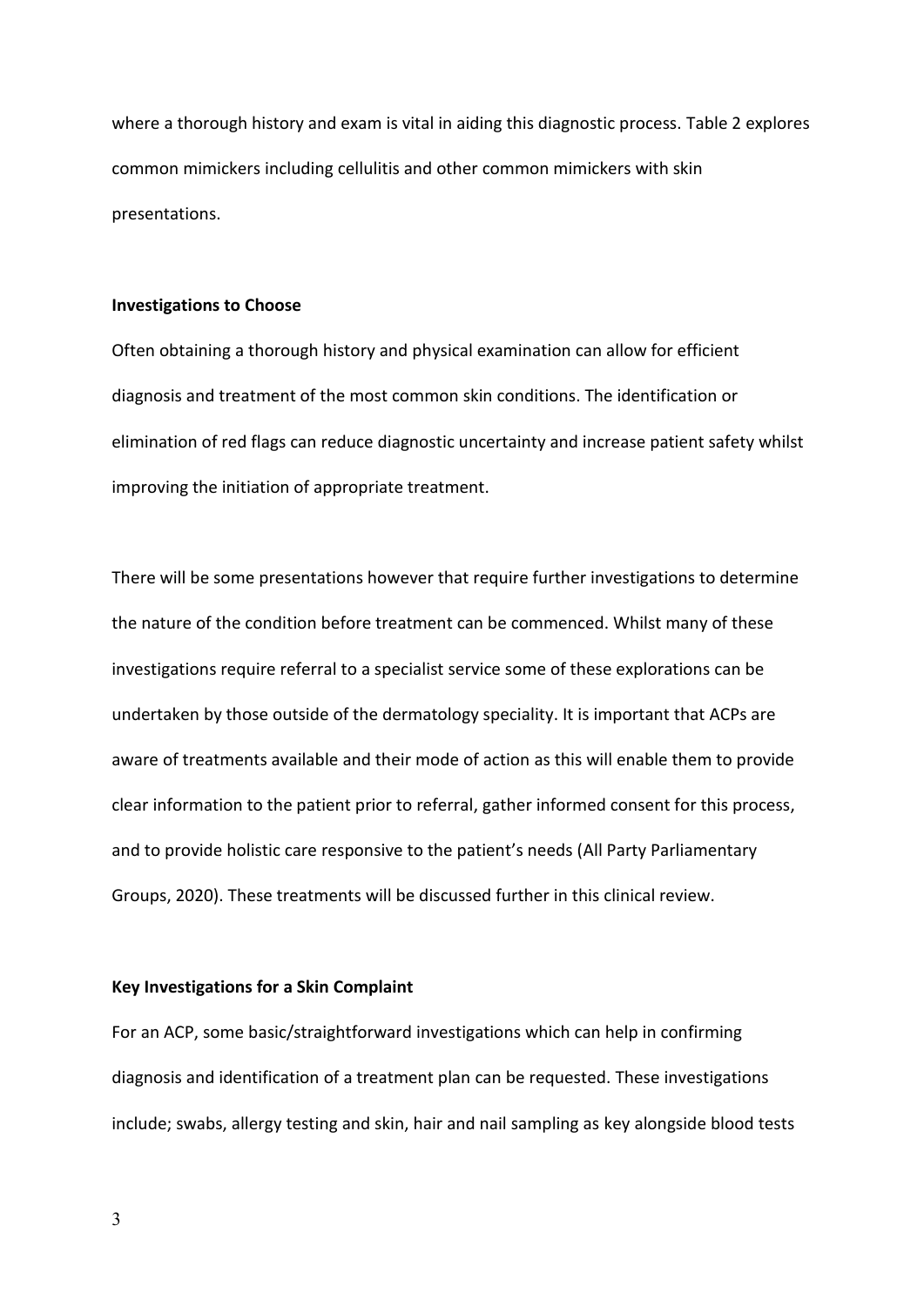where a thorough history and exam is vital in aiding this diagnostic process. Table 2 explores common mimickers including cellulitis and other common mimickers with skin presentations.

### Investigations to Choose

Often obtaining a thorough history and physical examination can allow for efficient diagnosis and treatment of the most common skin conditions. The identification or elimination of red flags can reduce diagnostic uncertainty and increase patient safety whilst improving the initiation of appropriate treatment.

There will be some presentations however that require further investigations to determine the nature of the condition before treatment can be commenced. Whilst many of these investigations require referral to a specialist service some of these explorations can be undertaken by those outside of the dermatology speciality. It is important that ACPs are aware of treatments available and their mode of action as this will enable them to provide clear information to the patient prior to referral, gather informed consent for this process, and to provide holistic care responsive to the patient's needs (All Party Parliamentary Groups, 2020). These treatments will be discussed further in this clinical review.

### Key Investigations for a Skin Complaint

For an ACP, some basic/straightforward investigations which can help in confirming diagnosis and identification of a treatment plan can be requested. These investigations include; swabs, allergy testing and skin, hair and nail sampling as key alongside blood tests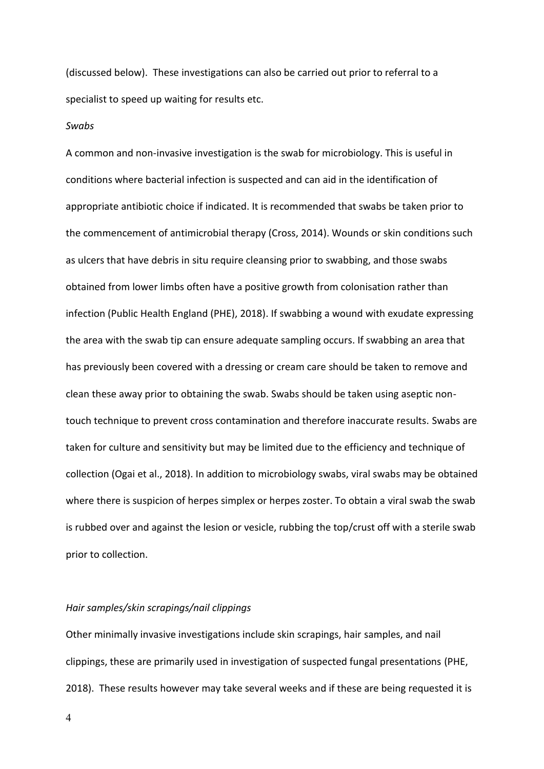(discussed below). These investigations can also be carried out prior to referral to a specialist to speed up waiting for results etc.

*Swabs*

A common and non-invasive investigation is the swab for microbiology. This is useful in conditions where bacterial infection is suspected and can aid in the identification of appropriate antibiotic choice if indicated. It is recommended that swabs be taken prior to the commencement of antimicrobial therapy (Cross, 2014). Wounds or skin conditions such as ulcers that have debris in situ require cleansing prior to swabbing, and those swabs obtained from lower limbs often have a positive growth from colonisation rather than infection (Public Health England (PHE), 2018). If swabbing a wound with exudate expressing the area with the swab tip can ensure adequate sampling occurs. If swabbing an area that has previously been covered with a dressing or cream care should be taken to remove and clean these away prior to obtaining the swab. Swabs should be taken using aseptic non-touch technique to prevent cross contamination and therefore inaccurate results. Swabs are taken for culture and sensitivity but may be limited due to the efficiency and technique of collection (Ogai et al., 2018). In addition to microbiology swabs, viral swabs may be obtained where there is suspicion of herpes simplex or herpes zoster. To obtain a viral swab the swab is rubbed over and against the lesion or vesicle, rubbing the top/crust off with a sterile swab prior to collection.

*Hair samples/skin scrapings/nail clippings*

Other minimally invasive investigations include skin scrapings, hair samples, and nail clippings, these are primarily used in investigation of suspected fungal presentations (PHE, 2018). These results however may take several weeks and if these are being requested it is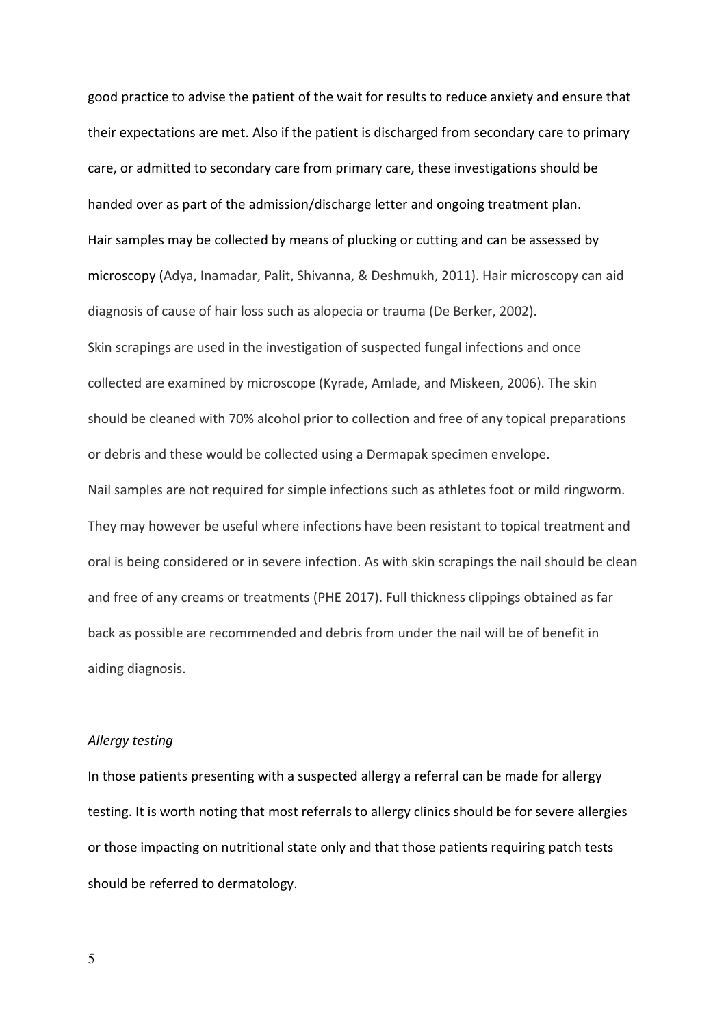good practice to advise the patient of the wait for results to reduce anxiety and ensure that their expectations are met. Also if the patient is discharged from secondary care to primary care, or admitted to secondary care from primary care, these investigations should be handed over as part of the admission/discharge letter and ongoing treatment plan.

Hair samples may be collected by means of plucking or cutting and can be assessed by microscopy (Adya, Inamadar, Palit, Shivanna, & Deshmukh, 2011). Hair microscopy can aid diagnosis of cause of hair loss such as alopecia or trauma (De Berker, 2002).

Skin scrapings are used in the investigation of suspected fungal infections and once collected are examined by microscope (Kyrade, Amlade, and Miskeen, 2006). The skin should be cleaned with 70% alcohol prior to collection and free of any topical preparations or debris and these would be collected using a Dermapak specimen envelope.

Nail samples are not required for simple infections such as athletes foot or mild ringworm. They may however be useful where infections have been resistant to topical treatment and oral is being considered or in severe infection. As with skin scrapings the nail should be clean and free of any creams or treatments (PHE 2017). Full thickness clippings obtained as far back as possible are recommended and debris from under the nail will be of benefit in aiding diagnosis.

*Allergy testing*

In those patients presenting with a suspected allergy a referral can be made for allergy testing. It is worth noting that most referrals to allergy clinics should be for severe allergies or those impacting on nutritional state only and that those patients requiring patch tests should be referred to dermatology.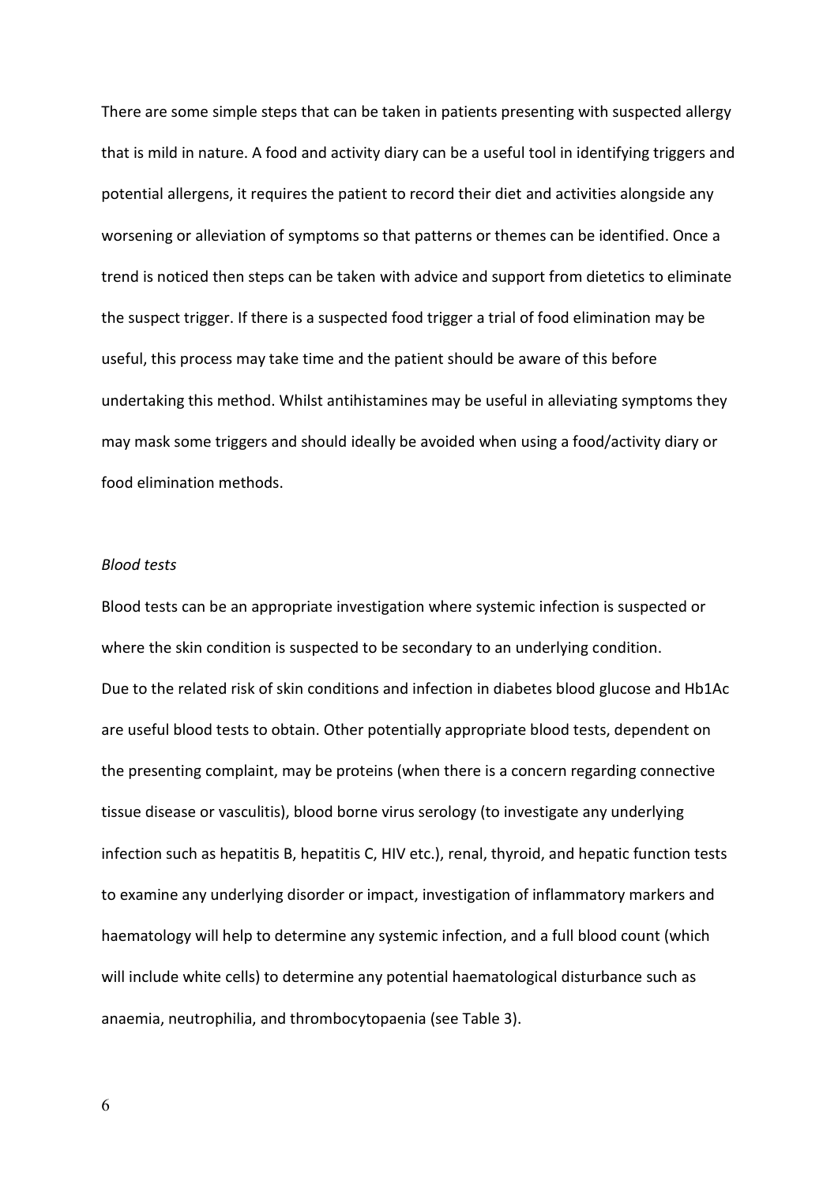There are some simple steps that can be taken in patients presenting with suspected allergy that is mild in nature. A food and activity diary can be a useful tool in identifying triggers and potential allergens, it requires the patient to record their diet and activities alongside any worsening or alleviation of symptoms so that patterns or themes can be identified. Once a trend is noticed then steps can be taken with advice and support from dietetics to eliminate the suspect trigger. If there is a suspected food trigger a trial of food elimination may be useful, this process may take time and the patient should be aware of this before undertaking this method. Whilst antihistamines may be useful in alleviating symptoms they may mask some triggers and should ideally be avoided when using a food/activity diary or food elimination methods.

*Blood tests*

Blood tests can be an appropriate investigation where systemic infection is suspected or where the skin condition is suspected to be secondary to an underlying condition.
Due to the related risk of skin conditions and infection in diabetes blood glucose and Hb1Ac are useful blood tests to obtain. Other potentially appropriate blood tests, dependent on the presenting complaint, may be proteins (when there is a concern regarding connective tissue disease or vasculitis), blood borne virus serology (to investigate any underlying infection such as hepatitis B, hepatitis C, HIV etc.), renal, thyroid, and hepatic function tests to examine any underlying disorder or impact, investigation of inflammatory markers and haematology will help to determine any systemic infection, and a full blood count (which will include white cells) to determine any potential haematological disturbance such as anaemia, neutrophilia, and thrombocytopaenia (see Table 3).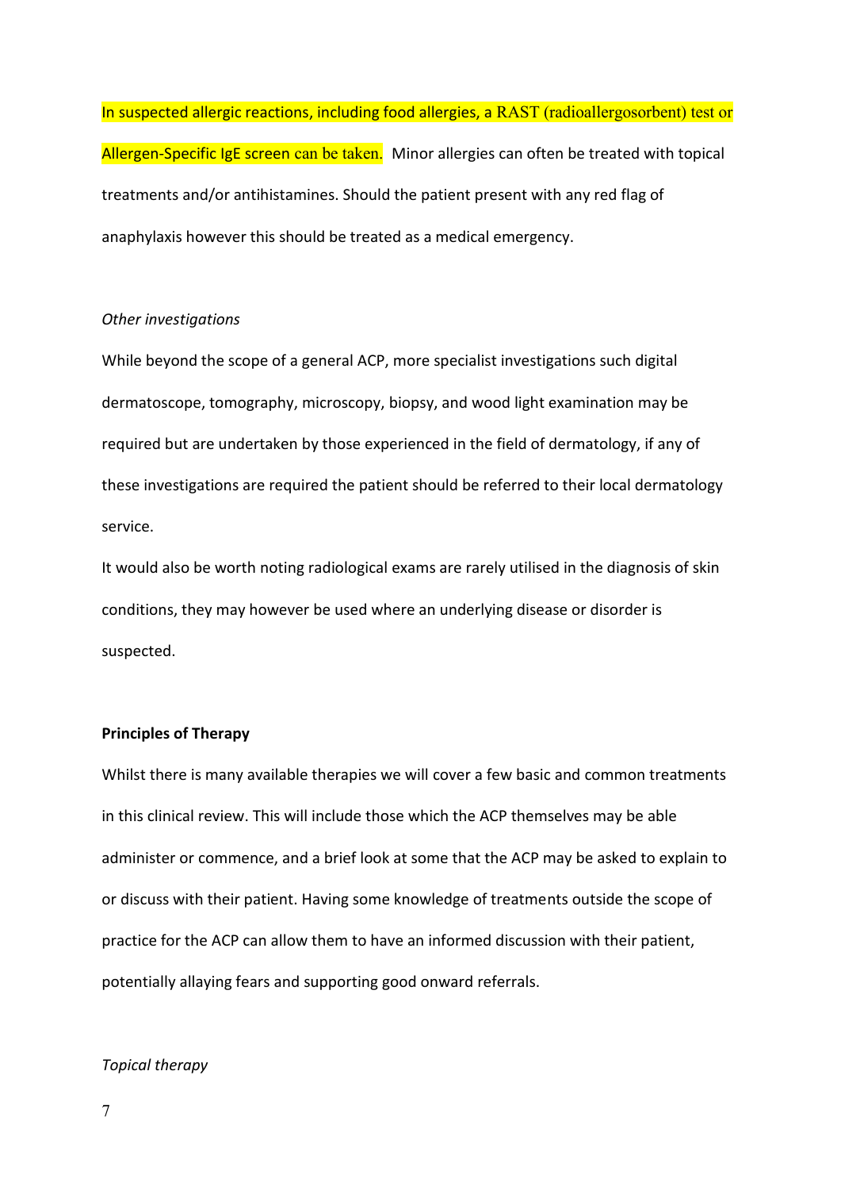In suspected allergic reactions, including food allergies, a RAST (radioallergosorbent) test or Allergen-Specific IgE screen can be taken. Minor allergies can often be treated with topical treatments and/or antihistamines. Should the patient present with any red flag of anaphylaxis however this should be treated as a medical emergency.

*Other investigations*

While beyond the scope of a general ACP, more specialist investigations such digital dermatoscope, tomography, microscopy, biopsy, and wood light examination may be required but are undertaken by those experienced in the field of dermatology, if any of these investigations are required the patient should be referred to their local dermatology service.

It would also be worth noting radiological exams are rarely utilised in the diagnosis of skin conditions, they may however be used where an underlying disease or disorder is suspected.

**Principles of Therapy**

Whilst there is many available therapies we will cover a few basic and common treatments in this clinical review. This will include those which the ACP themselves may be able administer or commence, and a brief look at some that the ACP may be asked to explain to or discuss with their patient. Having some knowledge of treatments outside the scope of practice for the ACP can allow them to have an informed discussion with their patient, potentially allaying fears and supporting good onward referrals.

*Topical therapy*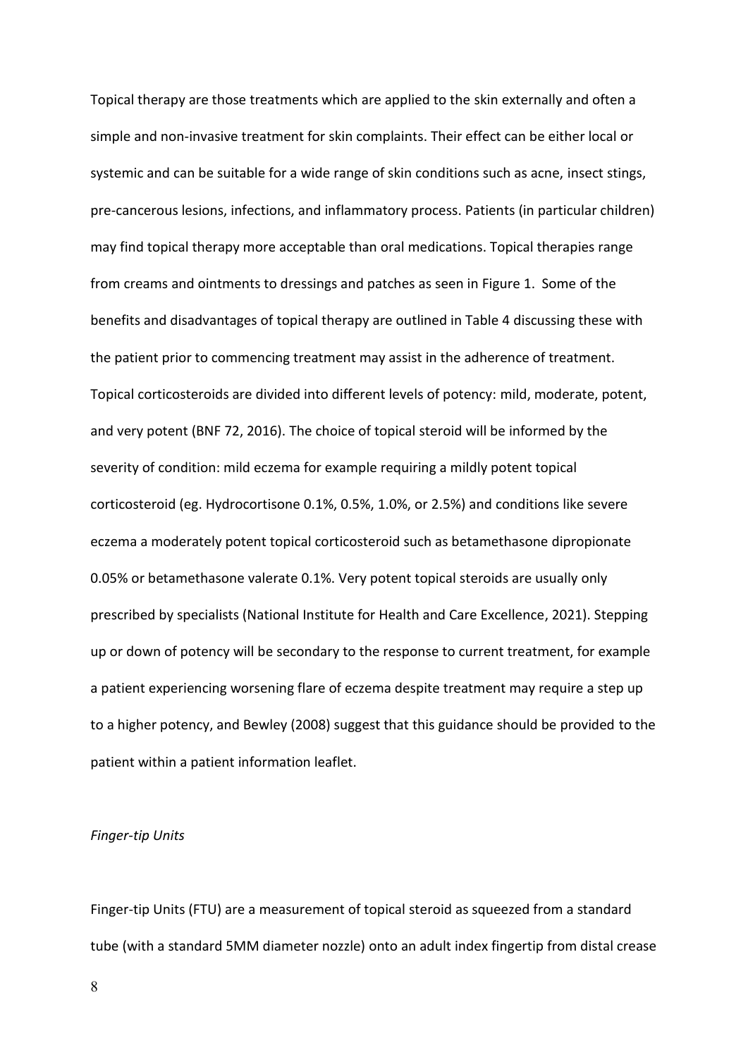Topical therapy are those treatments which are applied to the skin externally and often a simple and non-invasive treatment for skin complaints. Their effect can be either local or systemic and can be suitable for a wide range of skin conditions such as acne, insect stings, pre-cancerous lesions, infections, and inflammatory process. Patients (in particular children) may find topical therapy more acceptable than oral medications. Topical therapies range from creams and ointments to dressings and patches as seen in Figure 1. Some of the benefits and disadvantages of topical therapy are outlined in Table 4 discussing these with the patient prior to commencing treatment may assist in the adherence of treatment. Topical corticosteroids are divided into different levels of potency: mild, moderate, potent, and very potent (BNF 72, 2016). The choice of topical steroid will be informed by the severity of condition: mild eczema for example requiring a mildly potent topical corticosteroid (eg. Hydrocortisone 0.1%, 0.5%, 1.0%, or 2.5%) and conditions like severe eczema a moderately potent topical corticosteroid such as betamethasone dipropionate 0.05% or betamethasone valerate 0.1%. Very potent topical steroids are usually only prescribed by specialists (National Institute for Health and Care Excellence, 2021). Stepping up or down of potency will be secondary to the response to current treatment, for example a patient experiencing worsening flare of eczema despite treatment may require a step up to a higher potency, and Bewley (2008) suggest that this guidance should be provided to the patient within a patient information leaflet.

*Finger-tip Units*

Finger-tip Units (FTU) are a measurement of topical steroid as squeezed from a standard tube (with a standard 5MM diameter nozzle) onto an adult index fingertip from distal crease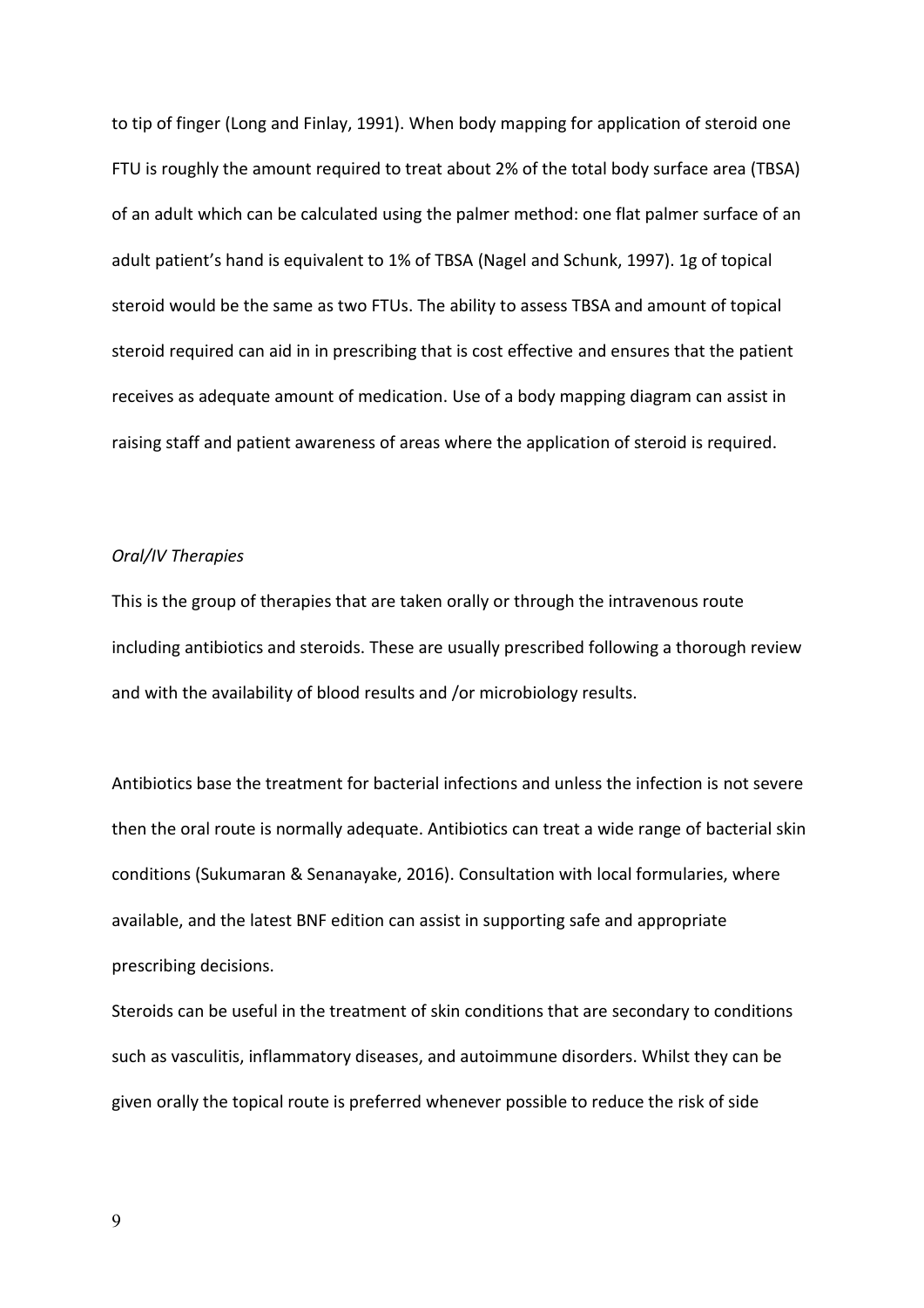to tip of finger (Long and Finlay, 1991). When body mapping for application of steroid one FTU is roughly the amount required to treat about 2% of the total body surface area (TBSA) of an adult which can be calculated using the palmer method: one flat palmer surface of an adult patient's hand is equivalent to 1% of TBSA (Nagel and Schunk, 1997). 1g of topical steroid would be the same as two FTUs. The ability to assess TBSA and amount of topical steroid required can aid in in prescribing that is cost effective and ensures that the patient receives as adequate amount of medication. Use of a body mapping diagram can assist in raising staff and patient awareness of areas where the application of steroid is required.

*Oral/IV Therapies*

This is the group of therapies that are taken orally or through the intravenous route including antibiotics and steroids. These are usually prescribed following a thorough review and with the availability of blood results and /or microbiology results.

Antibiotics base the treatment for bacterial infections and unless the infection is not severe then the oral route is normally adequate. Antibiotics can treat a wide range of bacterial skin conditions (Sukumaran & Senanayake, 2016). Consultation with local formularies, where available, and the latest BNF edition can assist in supporting safe and appropriate prescribing decisions.

Steroids can be useful in the treatment of skin conditions that are secondary to conditions such as vasculitis, inflammatory diseases, and autoimmune disorders. Whilst they can be given orally the topical route is preferred whenever possible to reduce the risk of side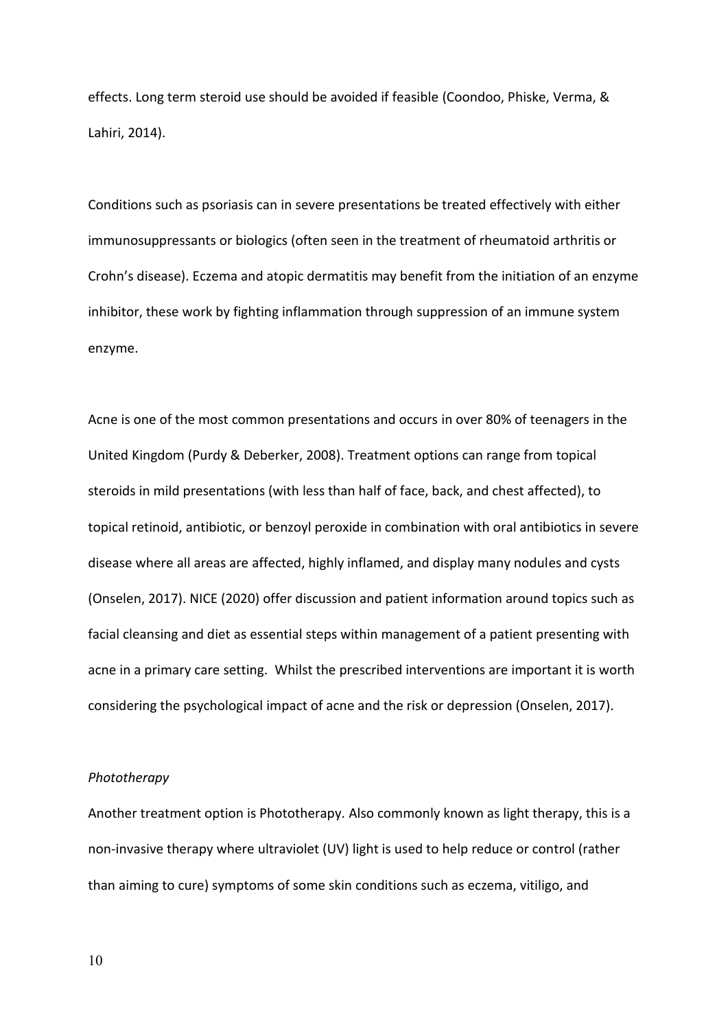effects. Long term steroid use should be avoided if feasible (Coondoo, Phiske, Verma, & Lahiri, 2014).

Conditions such as psoriasis can in severe presentations be treated effectively with either immunosuppressants or biologics (often seen in the treatment of rheumatoid arthritis or Crohn's disease). Eczema and atopic dermatitis may benefit from the initiation of an enzyme inhibitor, these work by fighting inflammation through suppression of an immune system enzyme.

Acne is one of the most common presentations and occurs in over 80% of teenagers in the United Kingdom (Purdy & Deberker, 2008). Treatment options can range from topical steroids in mild presentations (with less than half of face, back, and chest affected), to topical retinoid, antibiotic, or benzoyl peroxide in combination with oral antibiotics in severe disease where all areas are affected, highly inflamed, and display many nodules and cysts (Onselen, 2017). NICE (2020) offer discussion and patient information around topics such as facial cleansing and diet as essential steps within management of a patient presenting with acne in a primary care setting. Whilst the prescribed interventions are important it is worth considering the psychological impact of acne and the risk or depression (Onselen, 2017).

*Phototherapy*

Another treatment option is Phototherapy. Also commonly known as light therapy, this is a non-invasive therapy where ultraviolet (UV) light is used to help reduce or control (rather than aiming to cure) symptoms of some skin conditions such as eczema, vitiligo, and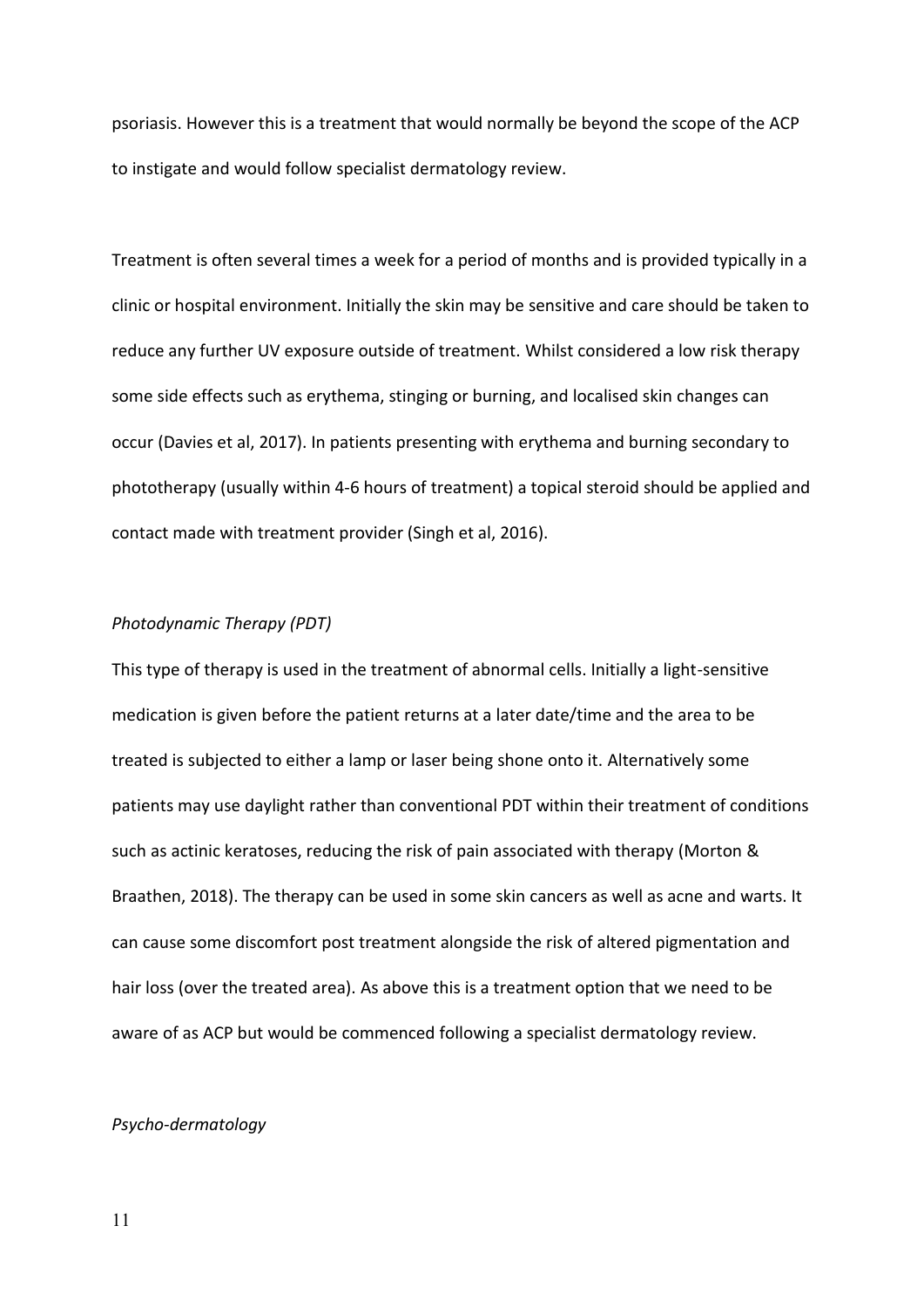psoriasis. However this is a treatment that would normally be beyond the scope of the ACP to instigate and would follow specialist dermatology review.

Treatment is often several times a week for a period of months and is provided typically in a clinic or hospital environment. Initially the skin may be sensitive and care should be taken to reduce any further UV exposure outside of treatment. Whilst considered a low risk therapy some side effects such as erythema, stinging or burning, and localised skin changes can occur (Davies et al, 2017). In patients presenting with erythema and burning secondary to phototherapy (usually within 4-6 hours of treatment) a topical steroid should be applied and contact made with treatment provider (Singh et al, 2016).

*Photodynamic Therapy (PDT)*

This type of therapy is used in the treatment of abnormal cells. Initially a light-sensitive medication is given before the patient returns at a later date/time and the area to be treated is subjected to either a lamp or laser being shone onto it. Alternatively some patients may use daylight rather than conventional PDT within their treatment of conditions such as actinic keratoses, reducing the risk of pain associated with therapy (Morton & Braathen, 2018). The therapy can be used in some skin cancers as well as acne and warts. It can cause some discomfort post treatment alongside the risk of altered pigmentation and hair loss (over the treated area). As above this is a treatment option that we need to be aware of as ACP but would be commenced following a specialist dermatology review.

*Psycho-dermatology*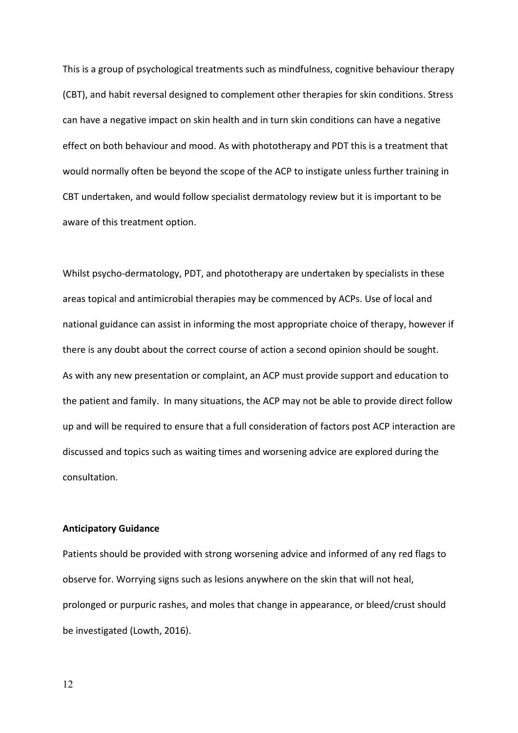This is a group of psychological treatments such as mindfulness, cognitive behaviour therapy (CBT), and habit reversal designed to complement other therapies for skin conditions. Stress can have a negative impact on skin health and in turn skin conditions can have a negative effect on both behaviour and mood. As with phototherapy and PDT this is a treatment that would normally often be beyond the scope of the ACP to instigate unless further training in CBT undertaken, and would follow specialist dermatology review but it is important to be aware of this treatment option.

Whilst psycho-dermatology, PDT, and phototherapy are undertaken by specialists in these areas topical and antimicrobial therapies may be commenced by ACPs. Use of local and national guidance can assist in informing the most appropriate choice of therapy, however if there is any doubt about the correct course of action a second opinion should be sought. As with any new presentation or complaint, an ACP must provide support and education to the patient and family. In many situations, the ACP may not be able to provide direct follow up and will be required to ensure that a full consideration of factors post ACP interaction are discussed and topics such as waiting times and worsening advice are explored during the consultation.

**Anticipatory Guidance**

Patients should be provided with strong worsening advice and informed of any red flags to observe for. Worrying signs such as lesions anywhere on the skin that will not heal, prolonged or purpuric rashes, and moles that change in appearance, or bleed/crust should be investigated (Lowth, 2016).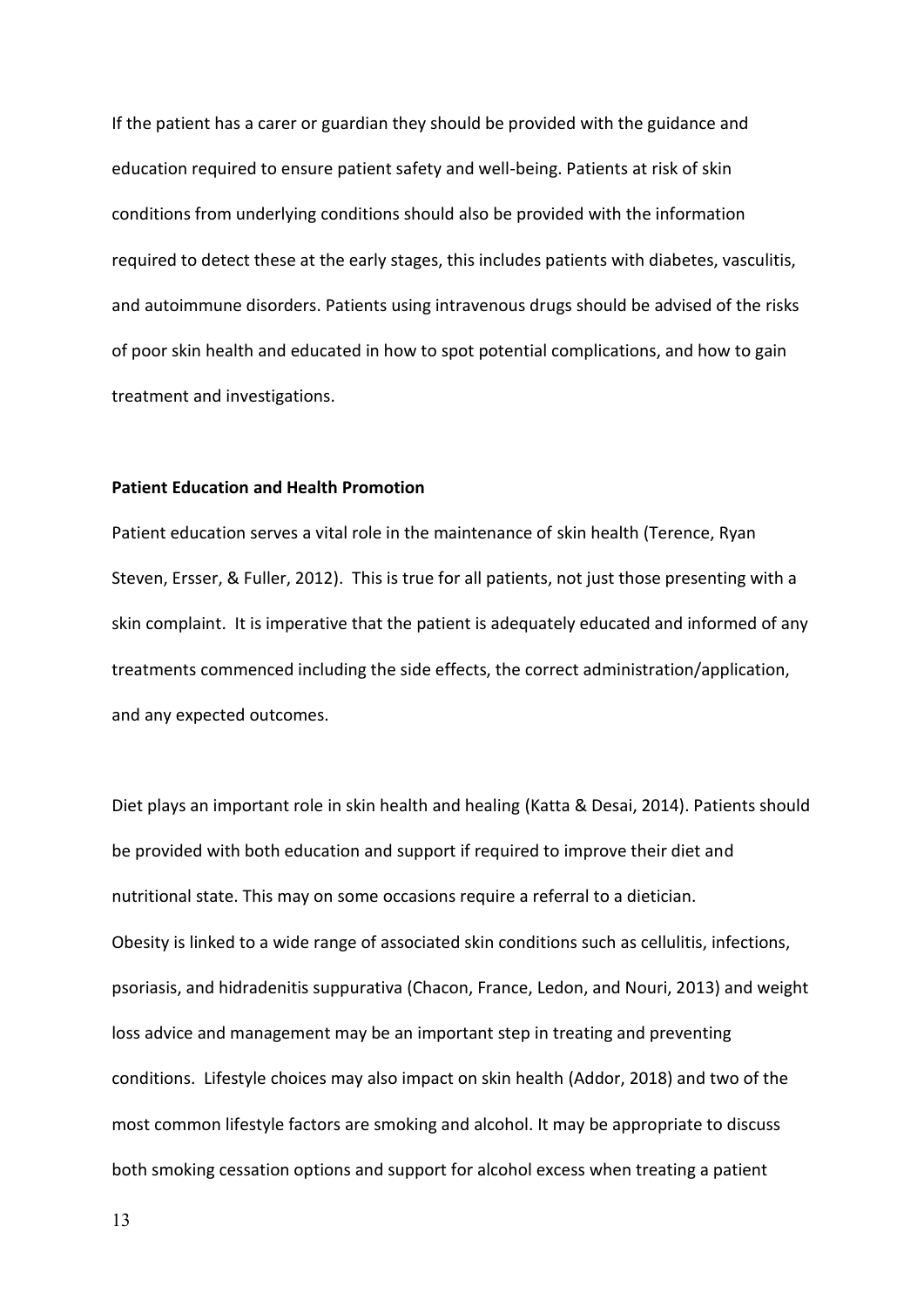If the patient has a carer or guardian they should be provided with the guidance and education required to ensure patient safety and well-being. Patients at risk of skin conditions from underlying conditions should also be provided with the information required to detect these at the early stages, this includes patients with diabetes, vasculitis, and autoimmune disorders. Patients using intravenous drugs should be advised of the risks of poor skin health and educated in how to spot potential complications, and how to gain treatment and investigations.

**Patient Education and Health Promotion**

Patient education serves a vital role in the maintenance of skin health (Terence, Ryan Steven, Ersser, & Fuller, 2012). This is true for all patients, not just those presenting with a skin complaint. It is imperative that the patient is adequately educated and informed of any treatments commenced including the side effects, the correct administration/application, and any expected outcomes.

Diet plays an important role in skin health and healing (Katta & Desai, 2014). Patients should be provided with both education and support if required to improve their diet and nutritional state. This may on some occasions require a referral to a dietician.
Obesity is linked to a wide range of associated skin conditions such as cellulitis, infections, psoriasis, and hidradenitis suppurativa (Chacon, France, Ledon, and Nouri, 2013) and weight loss advice and management may be an important step in treating and preventing conditions. Lifestyle choices may also impact on skin health (Addor, 2018) and two of the most common lifestyle factors are smoking and alcohol. It may be appropriate to discuss both smoking cessation options and support for alcohol excess when treating a patient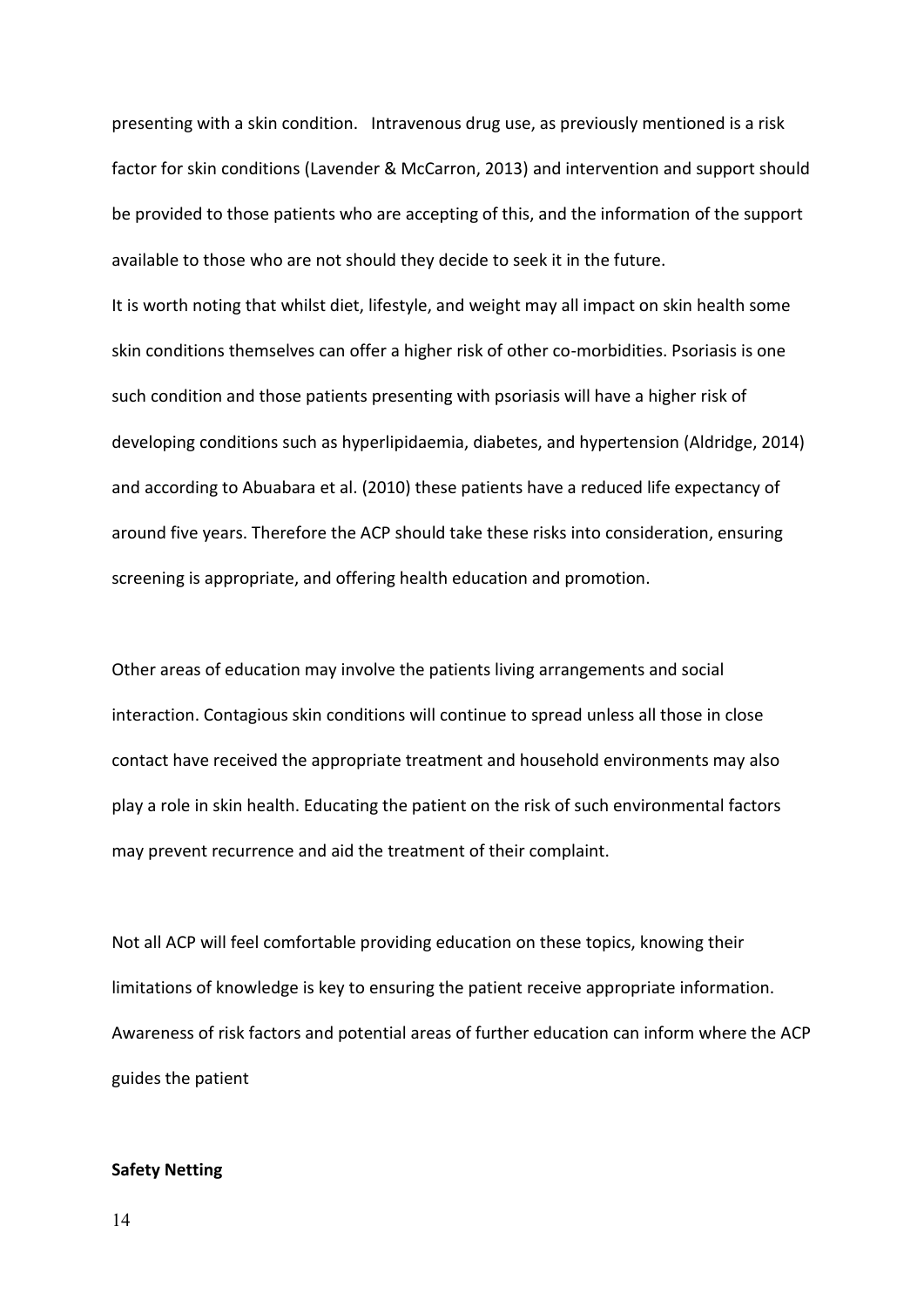presenting with a skin condition.   Intravenous drug use, as previously mentioned is a risk factor for skin conditions (Lavender & McCarron, 2013) and intervention and support should be provided to those patients who are accepting of this, and the information of the support available to those who are not should they decide to seek it in the future.

It is worth noting that whilst diet, lifestyle, and weight may all impact on skin health some skin conditions themselves can offer a higher risk of other co-morbidities. Psoriasis is one such condition and those patients presenting with psoriasis will have a higher risk of developing conditions such as hyperlipidaemia, diabetes, and hypertension (Aldridge, 2014) and according to Abuabara et al. (2010) these patients have a reduced life expectancy of around five years. Therefore the ACP should take these risks into consideration, ensuring screening is appropriate, and offering health education and promotion.

Other areas of education may involve the patients living arrangements and social interaction. Contagious skin conditions will continue to spread unless all those in close contact have received the appropriate treatment and household environments may also play a role in skin health. Educating the patient on the risk of such environmental factors may prevent recurrence and aid the treatment of their complaint.

Not all ACP will feel comfortable providing education on these topics, knowing their limitations of knowledge is key to ensuring the patient receive appropriate information. Awareness of risk factors and potential areas of further education can inform where the ACP guides the patient

**Safety Netting**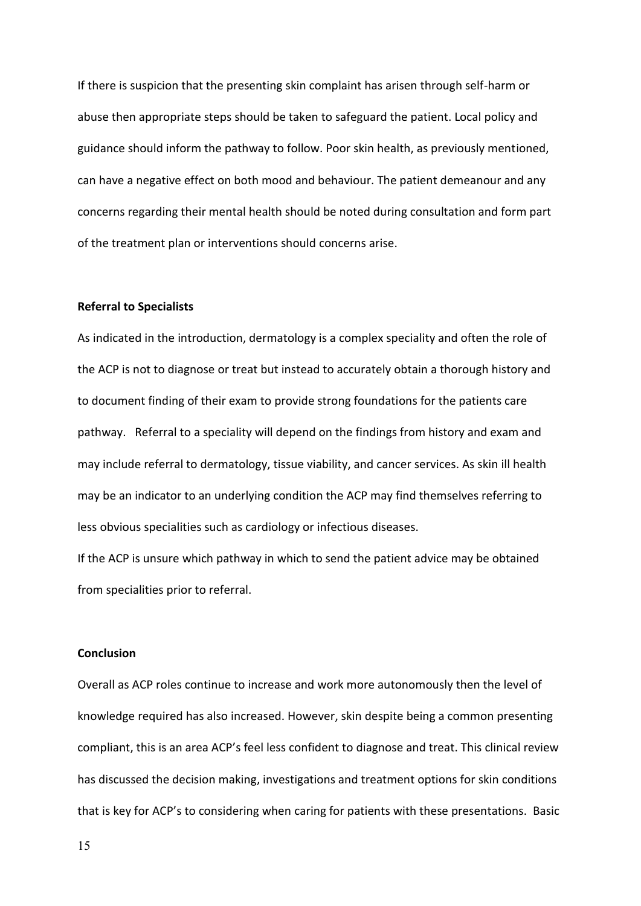If there is suspicion that the presenting skin complaint has arisen through self-harm or abuse then appropriate steps should be taken to safeguard the patient. Local policy and guidance should inform the pathway to follow. Poor skin health, as previously mentioned, can have a negative effect on both mood and behaviour. The patient demeanour and any concerns regarding their mental health should be noted during consultation and form part of the treatment plan or interventions should concerns arise.

**Referral to Specialists**

As indicated in the introduction, dermatology is a complex speciality and often the role of the ACP is not to diagnose or treat but instead to accurately obtain a thorough history and to document finding of their exam to provide strong foundations for the patients care pathway. Referral to a speciality will depend on the findings from history and exam and may include referral to dermatology, tissue viability, and cancer services. As skin ill health may be an indicator to an underlying condition the ACP may find themselves referring to less obvious specialities such as cardiology or infectious diseases.

If the ACP is unsure which pathway in which to send the patient advice may be obtained from specialities prior to referral.

**Conclusion**

Overall as ACP roles continue to increase and work more autonomously then the level of knowledge required has also increased. However, skin despite being a common presenting compliant, this is an area ACP's feel less confident to diagnose and treat. This clinical review has discussed the decision making, investigations and treatment options for skin conditions that is key for ACP's to considering when caring for patients with these presentations. Basic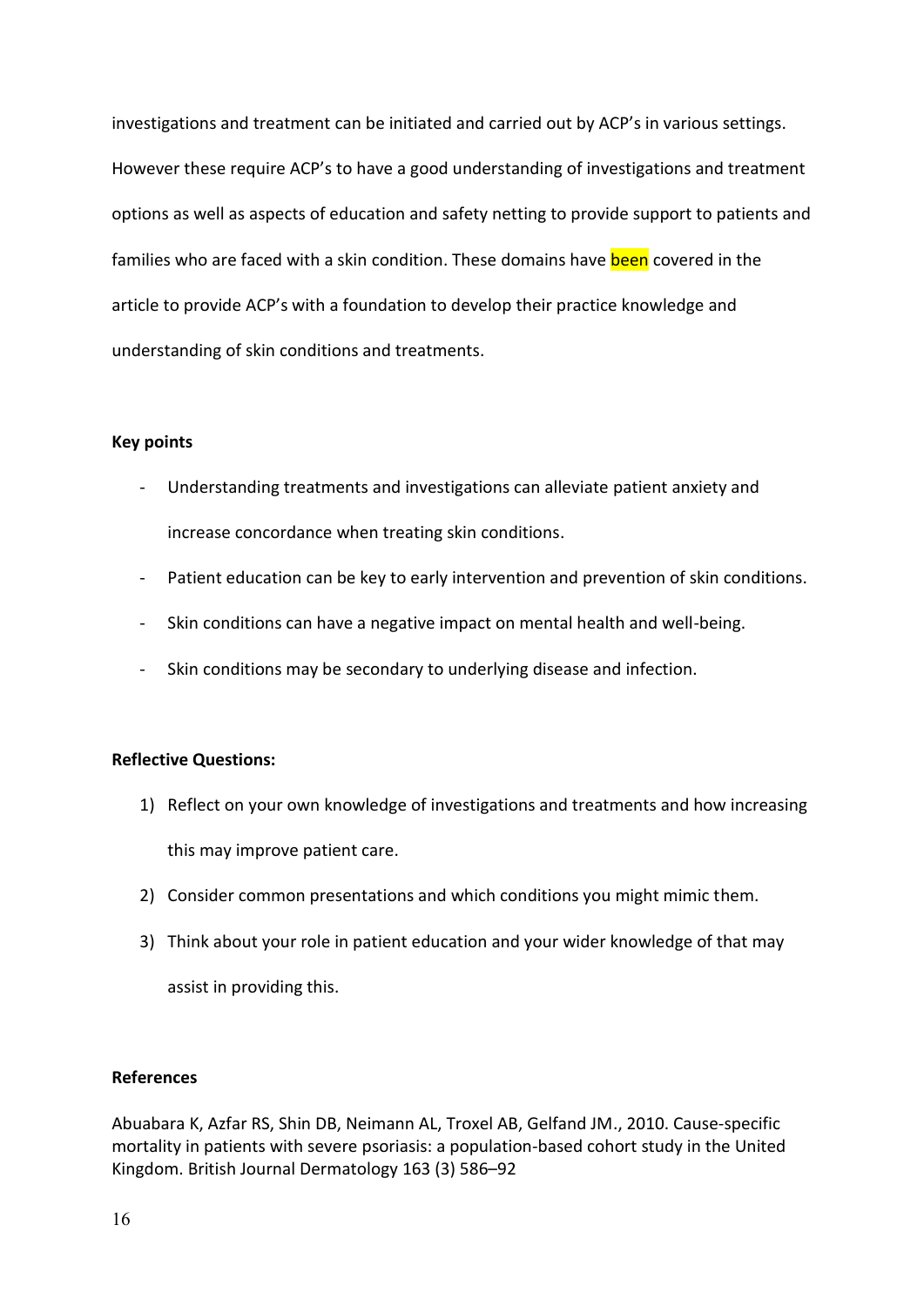investigations and treatment can be initiated and carried out by ACP's in various settings. However these require ACP's to have a good understanding of investigations and treatment options as well as aspects of education and safety netting to provide support to patients and families who are faced with a skin condition. These domains have been covered in the article to provide ACP's with a foundation to develop their practice knowledge and understanding of skin conditions and treatments.

**Key points**

- Understanding treatments and investigations can alleviate patient anxiety and increase concordance when treating skin conditions.
- Patient education can be key to early intervention and prevention of skin conditions.
- Skin conditions can have a negative impact on mental health and well-being.
- Skin conditions may be secondary to underlying disease and infection.

**Reflective Questions:**

1) Reflect on your own knowledge of investigations and treatments and how increasing this may improve patient care.
2) Consider common presentations and which conditions you might mimic them.
3) Think about your role in patient education and your wider knowledge of that may assist in providing this.

**References**

Abuabara K, Azfar RS, Shin DB, Neimann AL, Troxel AB, Gelfand JM., 2010. Cause-specific mortality in patients with severe psoriasis: a population-based cohort study in the United Kingdom. British Journal Dermatology 163 (3) 586–92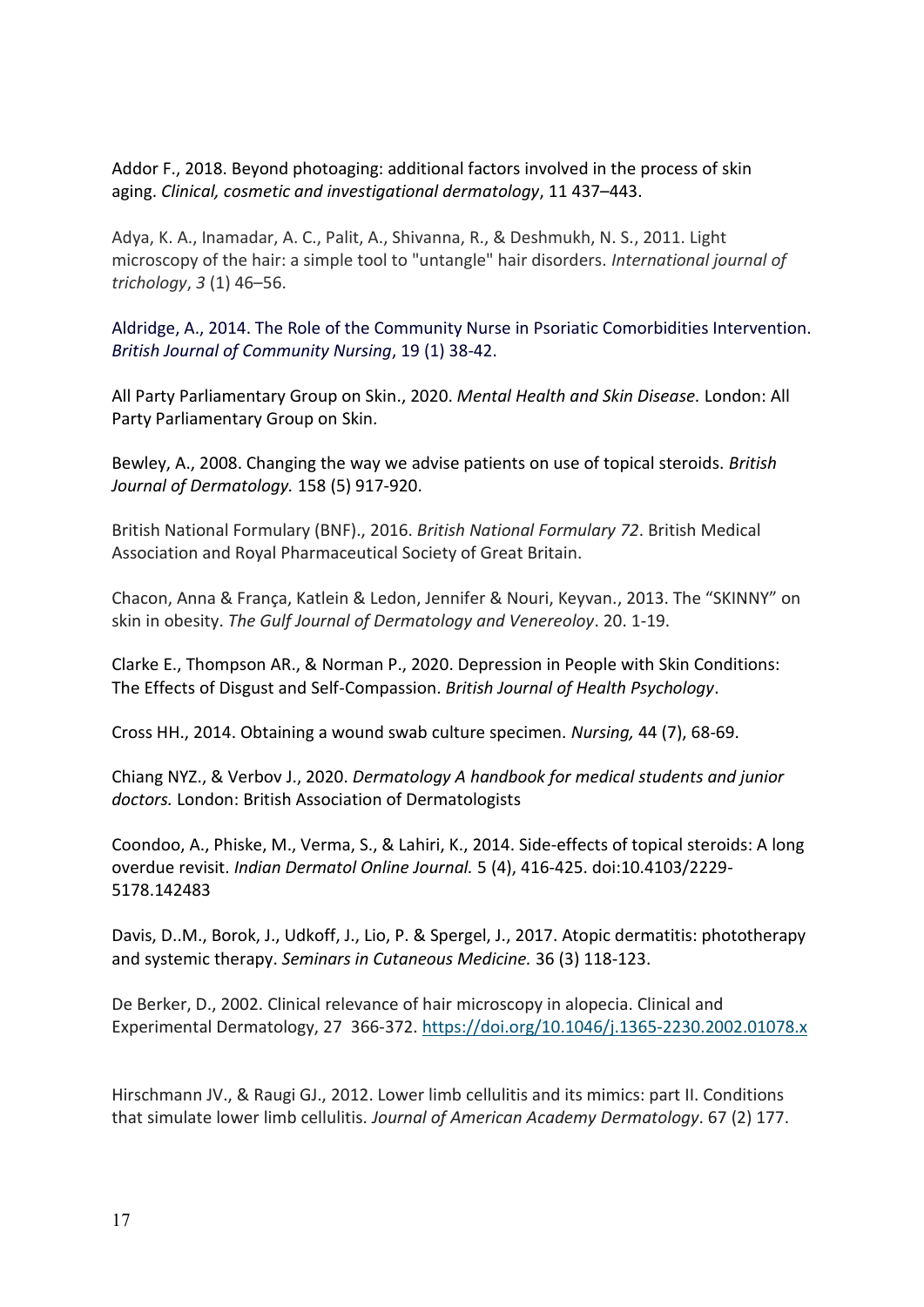Addor F., 2018. Beyond photoaging: additional factors involved in the process of skin aging. *Clinical, cosmetic and investigational dermatology*, 11 437–443.

Adya, K. A., Inamadar, A. C., Palit, A., Shivanna, R., & Deshmukh, N. S., 2011. Light microscopy of the hair: a simple tool to "untangle" hair disorders. *International journal of trichology*, *3* (1) 46–56.

Aldridge, A., 2014. The Role of the Community Nurse in Psoriatic Comorbidities Intervention. *British Journal of Community Nursing*, 19 (1) 38-42.

All Party Parliamentary Group on Skin., 2020. *Mental Health and Skin Disease.* London: All Party Parliamentary Group on Skin.

Bewley, A., 2008. Changing the way we advise patients on use of topical steroids. *British Journal of Dermatology.* 158 (5) 917-920.

British National Formulary (BNF)., 2016. *British National Formulary 72*. British Medical Association and Royal Pharmaceutical Society of Great Britain.

Chacon, Anna & França, Katlein & Ledon, Jennifer & Nouri, Keyvan., 2013. The "SKINNY" on skin in obesity. *The Gulf Journal of Dermatology and Venereoloy*. 20. 1-19.

Clarke E., Thompson AR., & Norman P., 2020. Depression in People with Skin Conditions: The Effects of Disgust and Self-Compassion. *British Journal of Health Psychology*.

Cross HH., 2014. Obtaining a wound swab culture specimen. *Nursing,* 44 (7), 68-69.

Chiang NYZ., & Verbov J., 2020. *Dermatology A handbook for medical students and junior doctors.* London: British Association of Dermatologists

Coondoo, A., Phiske, M., Verma, S., & Lahiri, K., 2014. Side-effects of topical steroids: A long overdue revisit. *Indian Dermatol Online Journal.* 5 (4), 416-425. doi:10.4103/2229-5178.142483

Davis, D..M., Borok, J., Udkoff, J., Lio, P. & Spergel, J., 2017. Atopic dermatitis: phototherapy and systemic therapy. *Seminars in Cutaneous Medicine.* 36 (3) 118-123.

De Berker, D., 2002. Clinical relevance of hair microscopy in alopecia. Clinical and Experimental Dermatology, 27 366-372. https://doi.org/10.1046/j.1365-2230.2002.01078.x

Hirschmann JV., & Raugi GJ., 2012. Lower limb cellulitis and its mimics: part II. Conditions that simulate lower limb cellulitis. *Journal of American Academy Dermatology*. 67 (2) 177.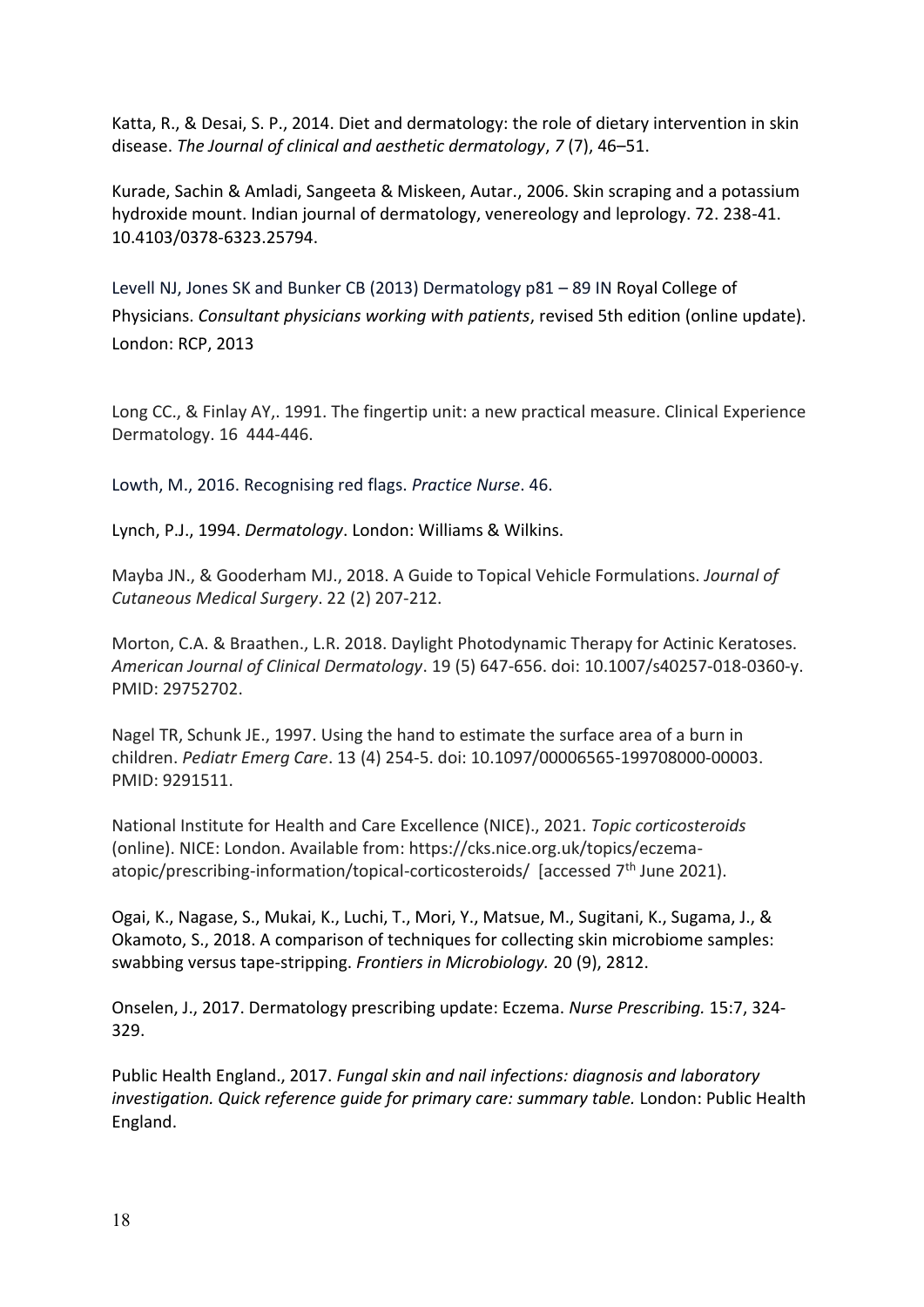Katta, R., & Desai, S. P., 2014. Diet and dermatology: the role of dietary intervention in skin disease. *The Journal of clinical and aesthetic dermatology*, *7* (7), 46–51.

Kurade, Sachin & Amladi, Sangeeta & Miskeen, Autar., 2006. Skin scraping and a potassium hydroxide mount. Indian journal of dermatology, venereology and leprology. 72. 238-41. 10.4103/0378-6323.25794.

Levell NJ, Jones SK and Bunker CB (2013) Dermatology p81 – 89 IN Royal College of Physicians. *Consultant physicians working with patients*, revised 5th edition (online update). London: RCP, 2013

Long CC., & Finlay AY,. 1991. The fingertip unit: a new practical measure. Clinical Experience Dermatology. 16 444-446.

Lowth, M., 2016. Recognising red flags. *Practice Nurse*. 46.

Lynch, P.J., 1994. *Dermatology*. London: Williams & Wilkins.

Mayba JN., & Gooderham MJ., 2018. A Guide to Topical Vehicle Formulations. *Journal of Cutaneous Medical Surgery*. 22 (2) 207-212.

Morton, C.A. & Braathen., L.R. 2018. Daylight Photodynamic Therapy for Actinic Keratoses. *American Journal of Clinical Dermatology*. 19 (5) 647-656. doi: 10.1007/s40257-018-0360-y. PMID: 29752702.

Nagel TR, Schunk JE., 1997. Using the hand to estimate the surface area of a burn in children. *Pediatr Emerg Care*. 13 (4) 254-5. doi: 10.1097/00006565-199708000-00003. PMID: 9291511.

National Institute for Health and Care Excellence (NICE)., 2021. *Topic corticosteroids* (online). NICE: London. Available from: https://cks.nice.org.uk/topics/eczema-atopic/prescribing-information/topical-corticosteroids/ [accessed 7th June 2021).

Ogai, K., Nagase, S., Mukai, K., Luchi, T., Mori, Y., Matsue, M., Sugitani, K., Sugama, J., & Okamoto, S., 2018. A comparison of techniques for collecting skin microbiome samples: swabbing versus tape-stripping. *Frontiers in Microbiology.* 20 (9), 2812.

Onselen, J., 2017. Dermatology prescribing update: Eczema. *Nurse Prescribing.* 15:7, 324-329.

Public Health England., 2017. *Fungal skin and nail infections: diagnosis and laboratory investigation. Quick reference guide for primary care: summary table.* London: Public Health England.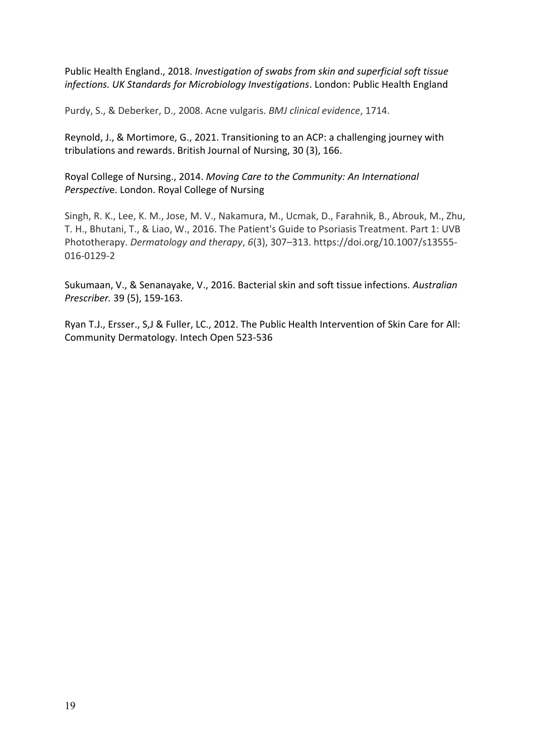Public Health England., 2018. *Investigation of swabs from skin and superficial soft tissue infections. UK Standards for Microbiology Investigations*. London: Public Health England

Purdy, S., & Deberker, D., 2008. Acne vulgaris. *BMJ clinical evidence*, 1714.

Reynold, J., & Mortimore, G., 2021. Transitioning to an ACP: a challenging journey with tribulations and rewards. British Journal of Nursing, 30 (3), 166.

Royal College of Nursing., 2014. *Moving Care to the Community: An International Perspectiv*e. London. Royal College of Nursing

Singh, R. K., Lee, K. M., Jose, M. V., Nakamura, M., Ucmak, D., Farahnik, B., Abrouk, M., Zhu, T. H., Bhutani, T., & Liao, W., 2016. The Patient's Guide to Psoriasis Treatment. Part 1: UVB Phototherapy. *Dermatology and therapy*, *6*(3), 307–313. https://doi.org/10.1007/s13555-016-0129-2

Sukumaan, V., & Senanayake, V., 2016. Bacterial skin and soft tissue infections. *Australian Prescriber.* 39 (5), 159-163.

Ryan T.J., Ersser., S,J & Fuller, LC., 2012. The Public Health Intervention of Skin Care for All: Community Dermatology. Intech Open 523-536